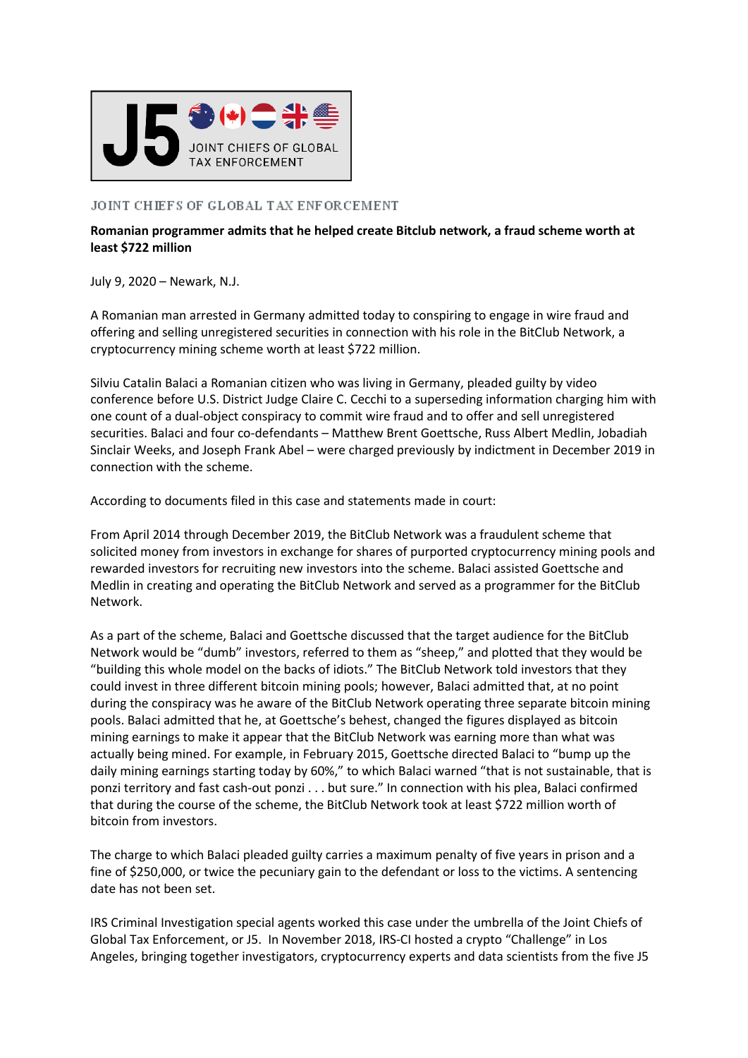J5 JOINT CHIEFS OF GLOBAL TAX ENFORCEMENT

JOINT CHIEFS OF GLOBAL TAX ENFORCEMENT

**Romanian programmer admits that he helped create Bitclub network, a fraud scheme worth at least $722 million**

July 9, 2020 – Newark, N.J.

A Romanian man arrested in Germany admitted today to conspiring to engage in wire fraud and offering and selling unregistered securities in connection with his role in the BitClub Network, a cryptocurrency mining scheme worth at least $722 million.

Silviu Catalin Balaci a Romanian citizen who was living in Germany, pleaded guilty by video conference before U.S. District Judge Claire C. Cecchi to a superseding information charging him with one count of a dual-object conspiracy to commit wire fraud and to offer and sell unregistered securities. Balaci and four co-defendants – Matthew Brent Goettsche, Russ Albert Medlin, Jobadiah Sinclair Weeks, and Joseph Frank Abel – were charged previously by indictment in December 2019 in connection with the scheme.

According to documents filed in this case and statements made in court:

From April 2014 through December 2019, the BitClub Network was a fraudulent scheme that solicited money from investors in exchange for shares of purported cryptocurrency mining pools and rewarded investors for recruiting new investors into the scheme. Balaci assisted Goettsche and Medlin in creating and operating the BitClub Network and served as a programmer for the BitClub Network.

As a part of the scheme, Balaci and Goettsche discussed that the target audience for the BitClub Network would be "dumb" investors, referred to them as "sheep," and plotted that they would be "building this whole model on the backs of idiots." The BitClub Network told investors that they could invest in three different bitcoin mining pools; however, Balaci admitted that, at no point during the conspiracy was he aware of the BitClub Network operating three separate bitcoin mining pools. Balaci admitted that he, at Goettsche's behest, changed the figures displayed as bitcoin mining earnings to make it appear that the BitClub Network was earning more than what was actually being mined. For example, in February 2015, Goettsche directed Balaci to "bump up the daily mining earnings starting today by 60%," to which Balaci warned "that is not sustainable, that is ponzi territory and fast cash-out ponzi . . . but sure." In connection with his plea, Balaci confirmed that during the course of the scheme, the BitClub Network took at least $722 million worth of bitcoin from investors.

The charge to which Balaci pleaded guilty carries a maximum penalty of five years in prison and a fine of $250,000, or twice the pecuniary gain to the defendant or loss to the victims. A sentencing date has not been set.

IRS Criminal Investigation special agents worked this case under the umbrella of the Joint Chiefs of Global Tax Enforcement, or J5. In November 2018, IRS-CI hosted a crypto "Challenge" in Los Angeles, bringing together investigators, cryptocurrency experts and data scientists from the five J5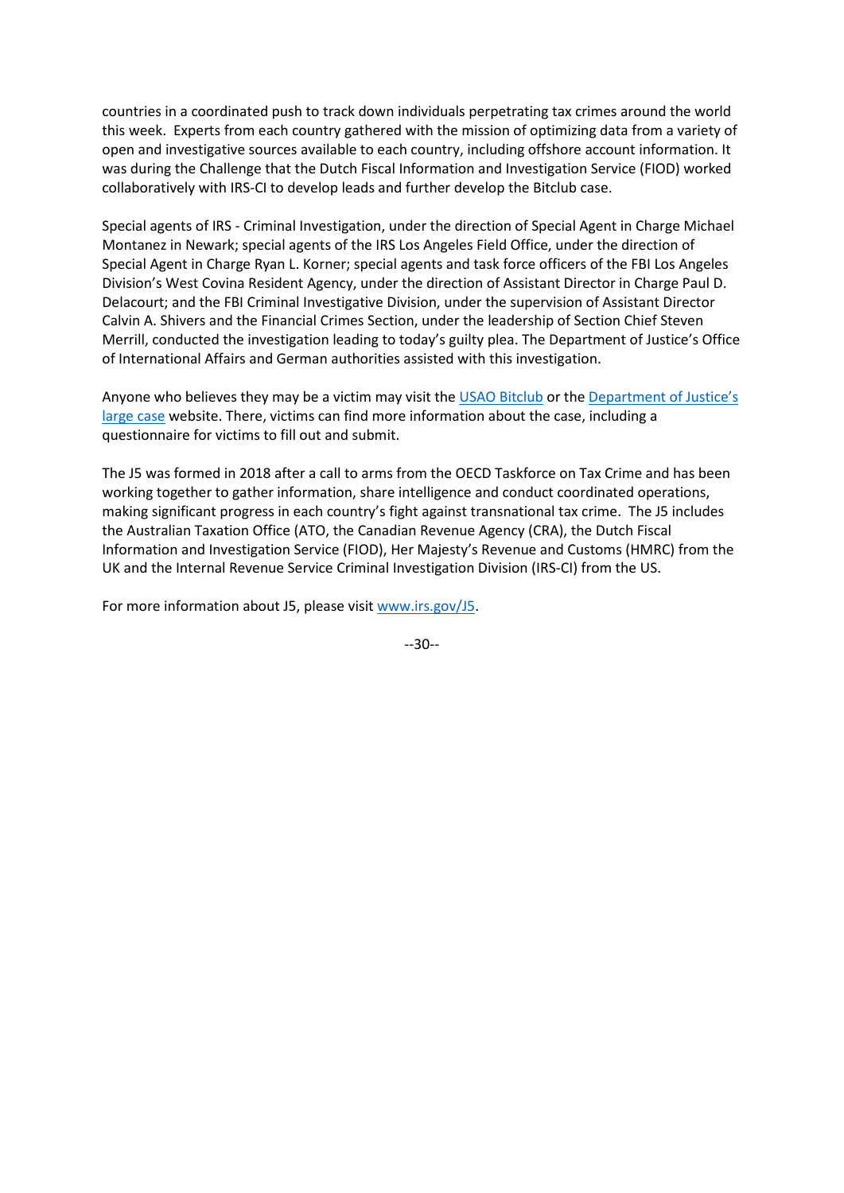countries in a coordinated push to track down individuals perpetrating tax crimes around the world this week. Experts from each country gathered with the mission of optimizing data from a variety of open and investigative sources available to each country, including offshore account information. It was during the Challenge that the Dutch Fiscal Information and Investigation Service (FIOD) worked collaboratively with IRS-CI to develop leads and further develop the Bitclub case.

Special agents of IRS - Criminal Investigation, under the direction of Special Agent in Charge Michael Montanez in Newark; special agents of the IRS Los Angeles Field Office, under the direction of Special Agent in Charge Ryan L. Korner; special agents and task force officers of the FBI Los Angeles Division's West Covina Resident Agency, under the direction of Assistant Director in Charge Paul D. Delacourt; and the FBI Criminal Investigative Division, under the supervision of Assistant Director Calvin A. Shivers and the Financial Crimes Section, under the leadership of Section Chief Steven Merrill, conducted the investigation leading to today's guilty plea. The Department of Justice's Office of International Affairs and German authorities assisted with this investigation.

Anyone who believes they may be a victim may visit the USAO Bitclub or the Department of Justice's large case website. There, victims can find more information about the case, including a questionnaire for victims to fill out and submit.

The J5 was formed in 2018 after a call to arms from the OECD Taskforce on Tax Crime and has been working together to gather information, share intelligence and conduct coordinated operations, making significant progress in each country's fight against transnational tax crime. The J5 includes the Australian Taxation Office (ATO, the Canadian Revenue Agency (CRA), the Dutch Fiscal Information and Investigation Service (FIOD), Her Majesty's Revenue and Customs (HMRC) from the UK and the Internal Revenue Service Criminal Investigation Division (IRS-CI) from the US.

For more information about J5, please visit www.irs.gov/J5.

--30--